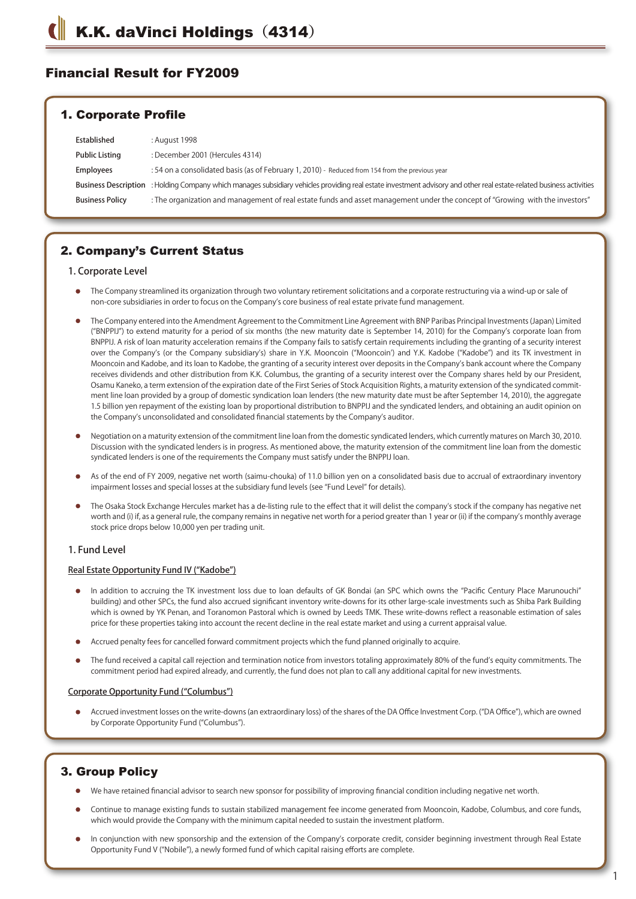# K.K. daVinci Holdings（4314）

## Financial Result for FY2009

### 1. Corporate Profile

| | |
|---|---|
| **Established** | : August 1998 |
| **Public Listing** | : December 2001 (Hercules 4314) |
| **Employees** | : 54 on a consolidated basis (as of February 1, 2010) - Reduced from 154 from the previous year |
| **Business Description** | : Holding Company which manages subsidiary vehicles providing real estate investment advisory and other real estate-related business activities |
| **Business Policy** | : The organization and management of real estate funds and asset management under the concept of "Growing with the investors" |

### 2. Company's Current Status

#### 1. Corporate Level

- The Company streamlined its organization through two voluntary retirement solicitations and a corporate restructuring via a wind-up or sale of non-core subsidiaries in order to focus on the Company's core business of real estate private fund management.
- The Company entered into the Amendment Agreement to the Commitment Line Agreement with BNP Paribas Principal Investments (Japan) Limited ("BNPPIJ") to extend maturity for a period of six months (the new maturity date is September 14, 2010) for the Company's corporate loan from BNPPIJ. A risk of loan maturity acceleration remains if the Company fails to satisfy certain requirements including the granting of a security interest over the Company's (or the Company subsidiary's) share in Y.K. Mooncoin ("Mooncoin') and Y.K. Kadobe ("Kadobe") and its TK investment in Mooncoin and Kadobe, and its loan to Kadobe, the granting of a security interest over deposits in the Company's bank account where the Company receives dividends and other distribution from K.K. Columbus, the granting of a security interest over the Company shares held by our President, Osamu Kaneko, a term extension of the expiration date of the First Series of Stock Acquisition Rights, a maturity extension of the syndicated commitment line loan provided by a group of domestic syndication loan lenders (the new maturity date must be after September 14, 2010), the aggregate 1.5 billion yen repayment of the existing loan by proportional distribution to BNPPIJ and the syndicated lenders, and obtaining an audit opinion on the Company's unconsolidated and consolidated financial statements by the Company's auditor.
- Negotiation on a maturity extension of the commitment line loan from the domestic syndicated lenders, which currently matures on March 30, 2010. Discussion with the syndicated lenders is in progress. As mentioned above, the maturity extension of the commitment line loan from the domestic syndicated lenders is one of the requirements the Company must satisfy under the BNPPIJ loan.
- As of the end of FY 2009, negative net worth (saimu-chouka) of 11.0 billion yen on a consolidated basis due to accrual of extraordinary inventory impairment losses and special losses at the subsidiary fund levels (see "Fund Level" for details).
- The Osaka Stock Exchange Hercules market has a de-listing rule to the effect that it will delist the company's stock if the company has negative net worth and (i) if, as a general rule, the company remains in negative net worth for a period greater than 1 year or (ii) if the company's monthly average stock price drops below 10,000 yen per trading unit.

#### 1. Fund Level

**Real Estate Opportunity Fund IV ("Kadobe")**

- In addition to accruing the TK investment loss due to loan defaults of GK Bondai (an SPC which owns the "Pacific Century Place Marunouchi" building) and other SPCs, the fund also accrued significant inventory write-downs for its other large-scale investments such as Shiba Park Building which is owned by YK Penan, and Toranomon Pastoral which is owned by Leeds TMK. These write-downs reflect a reasonable estimation of sales price for these properties taking into account the recent decline in the real estate market and using a current appraisal value.
- Accrued penalty fees for cancelled forward commitment projects which the fund planned originally to acquire.
- The fund received a capital call rejection and termination notice from investors totaling approximately 80% of the fund's equity commitments. The commitment period had expired already, and currently, the fund does not plan to call any additional capital for new investments.

**Corporate Opportunity Fund ("Columbus")**

- Accrued investment losses on the write-downs (an extraordinary loss) of the shares of the DA Office Investment Corp. ("DA Office"), which are owned by Corporate Opportunity Fund ("Columbus").

### 3. Group Policy

- We have retained financial advisor to search new sponsor for possibility of improving financial condition including negative net worth.
- Continue to manage existing funds to sustain stabilized management fee income generated from Mooncoin, Kadobe, Columbus, and core funds, which would provide the Company with the minimum capital needed to sustain the investment platform.
- In conjunction with new sponsorship and the extension of the Company's corporate credit, consider beginning investment through Real Estate Opportunity Fund V ("Nobile"), a newly formed fund of which capital raising efforts are complete.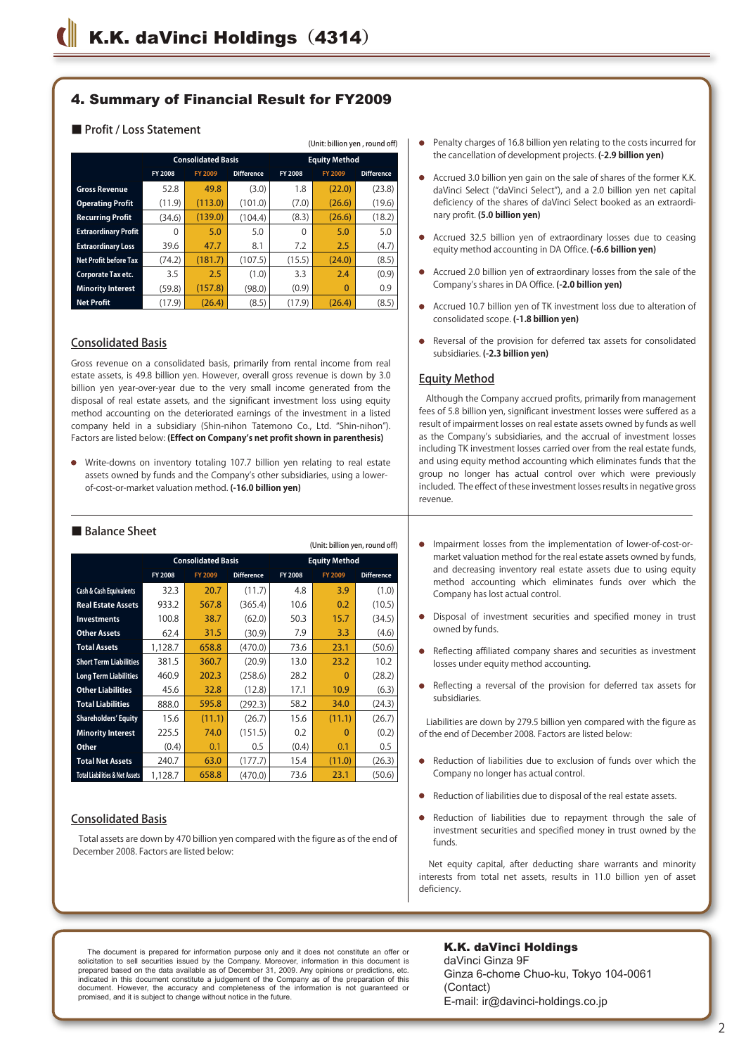# K.K. daVinci Holdings（4314）

## 4. Summary of Financial Result for FY2009

### ■ Profit / Loss Statement

(Unit: billion yen , round off)

| | Consolidated Basis | | | Equity Method | | |
|---|---|---|---|---|---|---|
| | FY 2008 | FY 2009 | Difference | FY 2008 | FY 2009 | Difference |
| Gross Revenue | 52.8 | 49.8 | (3.0) | 1.8 | (22.0) | (23.8) |
| Operating Profit | (11.9) | (113.0) | (101.0) | (7.0) | (26.6) | (19.6) |
| Recurring Profit | (34.6) | (139.0) | (104.4) | (8.3) | (26.6) | (18.2) |
| Extraordinary Profit | 0 | 5.0 | 5.0 | 0 | 5.0 | 5.0 |
| Extraordinary Loss | 39.6 | 47.7 | 8.1 | 7.2 | 2.5 | (4.7) |
| Net Profit before Tax | (74.2) | (181.7) | (107.5) | (15.5) | (24.0) | (8.5) |
| Corporate Tax etc. | 3.5 | 2.5 | (1.0) | 3.3 | 2.4 | (0.9) |
| Minority Interest | (59.8) | (157.8) | (98.0) | (0.9) | 0 | 0.9 |
| Net Profit | (17.9) | (26.4) | (8.5) | (17.9) | (26.4) | (8.5) |

### Consolidated Basis

Gross revenue on a consolidated basis, primarily from rental income from real estate assets, is 49.8 billion yen. However, overall gross revenue is down by 3.0 billion yen year-over-year due to the very small income generated from the disposal of real estate assets, and the significant investment loss using equity method accounting on the deteriorated earnings of the investment in a listed company held in a subsidiary (Shin-nihon Tatemono Co., Ltd. "Shin-nihon"). Factors are listed below: **(Effect on Company's net profit shown in parenthesis)**

- Write-downs on inventory totaling 107.7 billion yen relating to real estate assets owned by funds and the Company's other subsidiaries, using a lower-of-cost-or-market valuation method. **(-16.0 billion yen)**
- Penalty charges of 16.8 billion yen relating to the costs incurred for the cancellation of development projects. **(-2.9 billion yen)**
- Accrued 3.0 billion yen gain on the sale of shares of the former K.K. daVinci Select ("daVinci Select"), and a 2.0 billion yen net capital deficiency of the shares of daVinci Select booked as an extraordinary profit. **(5.0 billion yen)**
- Accrued 32.5 billion yen of extraordinary losses due to ceasing equity method accounting in DA Office. **(-6.6 billion yen)**
- Accrued 2.0 billion yen of extraordinary losses from the sale of the Company's shares in DA Office. **(-2.0 billion yen)**
- Accrued 10.7 billion yen of TK investment loss due to alteration of consolidated scope. **(-1.8 billion yen)**
- Reversal of the provision for deferred tax assets for consolidated subsidiaries. **(-2.3 billion yen)**

### Equity Method

Although the Company accrued profits, primarily from management fees of 5.8 billion yen, significant investment losses were suffered as a result of impairment losses on real estate assets owned by funds as well as the Company's subsidiaries, and the accrual of investment losses including TK investment losses carried over from the real estate funds, and using equity method accounting which eliminates funds that the group no longer has actual control over which were previously included. The effect of these investment losses results in negative gross revenue.

### ■ Balance Sheet

(Unit: billion yen, round off)

| | Consolidated Basis | | | Equity Method | | |
|---|---|---|---|---|---|---|
| | FY 2008 | FY 2009 | Difference | FY 2008 | FY 2009 | Difference |
| Cash & Cash Equivalents | 32.3 | 20.7 | (11.7) | 4.8 | 3.9 | (1.0) |
| Real Estate Assets | 933.2 | 567.8 | (365.4) | 10.6 | 0.2 | (10.5) |
| Investments | 100.8 | 38.7 | (62.0) | 50.3 | 15.7 | (34.5) |
| Other Assets | 62.4 | 31.5 | (30.9) | 7.9 | 3.3 | (4.6) |
| Total Assets | 1,128.7 | 658.8 | (470.0) | 73.6 | 23.1 | (50.6) |
| Short Term Liabilities | 381.5 | 360.7 | (20.9) | 13.0 | 23.2 | 10.2 |
| Long Term Liabilities | 460.9 | 202.3 | (258.6) | 28.2 | 0 | (28.2) |
| Other Liabilities | 45.6 | 32.8 | (12.8) | 17.1 | 10.9 | (6.3) |
| Total Liabilities | 888.0 | 595.8 | (292.3) | 58.2 | 34.0 | (24.3) |
| Shareholders' Equity | 15.6 | (11.1) | (26.7) | 15.6 | (11.1) | (26.7) |
| Minority Interest | 225.5 | 74.0 | (151.5) | 0.2 | 0 | (0.2) |
| Other | (0.4) | 0.1 | 0.5 | (0.4) | 0.1 | 0.5 |
| Total Net Assets | 240.7 | 63.0 | (177.7) | 15.4 | (11.0) | (26.3) |
| Total Liabilities & Net Assets | 1,128.7 | 658.8 | (470.0) | 73.6 | 23.1 | (50.6) |

### Consolidated Basis

Total assets are down by 470 billion yen compared with the figure as of the end of December 2008. Factors are listed below:

- Impairment losses from the implementation of lower-of-cost-or-market valuation method for the real estate assets owned by funds, and decreasing inventory real estate assets due to using equity method accounting which eliminates funds over which the Company has lost actual control.
- Disposal of investment securities and specified money in trust owned by funds.
- Reflecting affiliated company shares and securities as investment losses under equity method accounting.
- Reflecting a reversal of the provision for deferred tax assets for subsidiaries.

Liabilities are down by 279.5 billion yen compared with the figure as of the end of December 2008. Factors are listed below:

- Reduction of liabilities due to exclusion of funds over which the Company no longer has actual control.
- Reduction of liabilities due to disposal of the real estate assets.
- Reduction of liabilities due to repayment through the sale of investment securities and specified money in trust owned by the funds.

Net equity capital, after deducting share warrants and minority interests from total net assets, results in 11.0 billion yen of asset deficiency.

---

The document is prepared for information purpose only and it does not constitute an offer or solicitation to sell securities issued by the Company. Moreover, information in this document is prepared based on the data available as of December 31, 2009. Any opinions or predictions, etc. indicated in this document constitute a judgement of the Company as of the preparation of this document. However, the accuracy and completeness of the information is not guaranteed or promised, and it is subject to change without notice in the future.

**K.K. daVinci Holdings**
daVinci Ginza 9F
Ginza 6-chome Chuo-ku, Tokyo 104-0061
(Contact)
E-mail: ir@davinci-holdings.co.jp